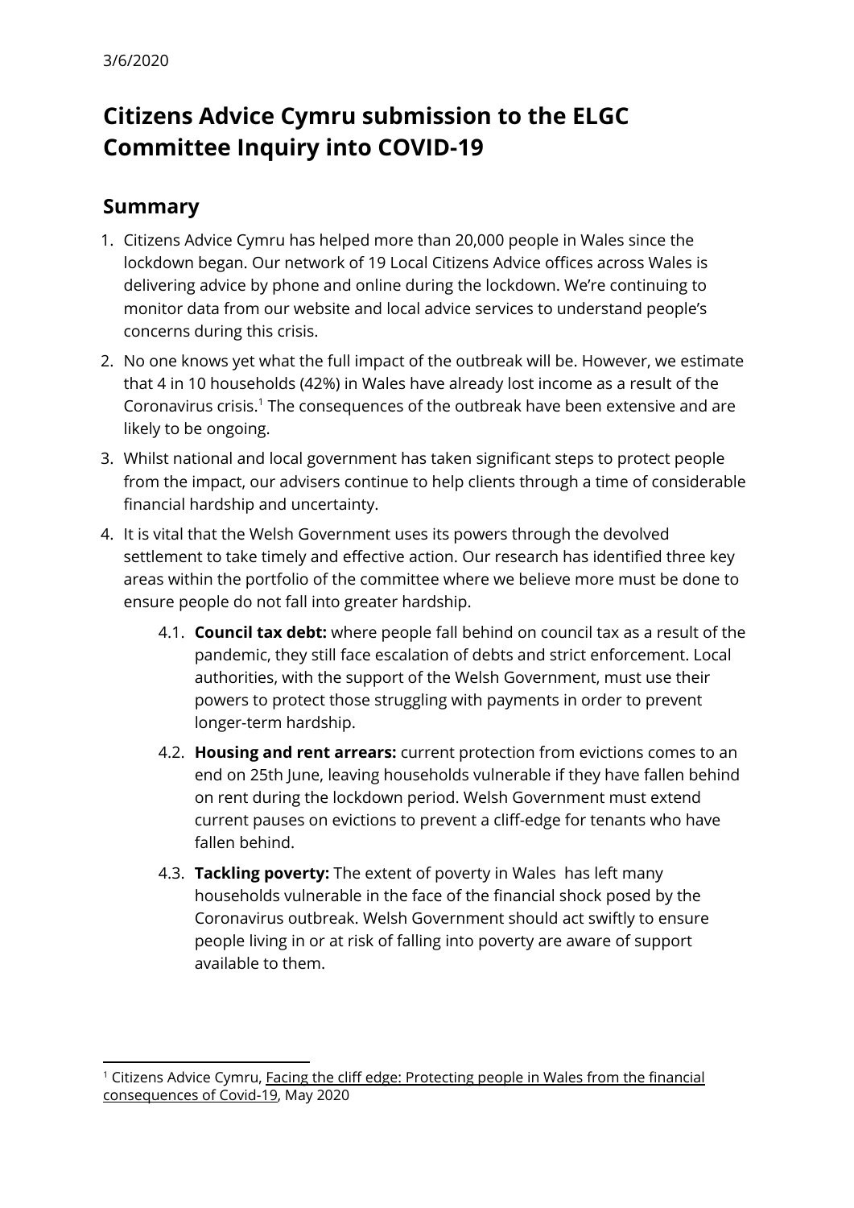3/6/2020

# Citizens Advice Cymru submission to the ELGC Committee Inquiry into COVID-19

## Summary

1. Citizens Advice Cymru has helped more than 20,000 people in Wales since the lockdown began. Our network of 19 Local Citizens Advice offices across Wales is delivering advice by phone and online during the lockdown. We're continuing to monitor data from our website and local advice services to understand people's concerns during this crisis.
2. No one knows yet what the full impact of the outbreak will be. However, we estimate that 4 in 10 households (42%) in Wales have already lost income as a result of the Coronavirus crisis.[1] The consequences of the outbreak have been extensive and are likely to be ongoing.
3. Whilst national and local government has taken significant steps to protect people from the impact, our advisers continue to help clients through a time of considerable financial hardship and uncertainty.
4. It is vital that the Welsh Government uses its powers through the devolved settlement to take timely and effective action. Our research has identified three key areas within the portfolio of the committee where we believe more must be done to ensure people do not fall into greater hardship.
    - 4.1. **Council tax debt:** where people fall behind on council tax as a result of the pandemic, they still face escalation of debts and strict enforcement. Local authorities, with the support of the Welsh Government, must use their powers to protect those struggling with payments in order to prevent longer-term hardship.
    - 4.2. **Housing and rent arrears:** current protection from evictions comes to an end on 25th June, leaving households vulnerable if they have fallen behind on rent during the lockdown period. Welsh Government must extend current pauses on evictions to prevent a cliff-edge for tenants who have fallen behind.
    - 4.3. **Tackling poverty:** The extent of poverty in Wales has left many households vulnerable in the face of the financial shock posed by the Coronavirus outbreak. Welsh Government should act swiftly to ensure people living in or at risk of falling into poverty are aware of support available to them.

---

[1] Citizens Advice Cymru, Facing the cliff edge: Protecting people in Wales from the financial consequences of Covid-19, May 2020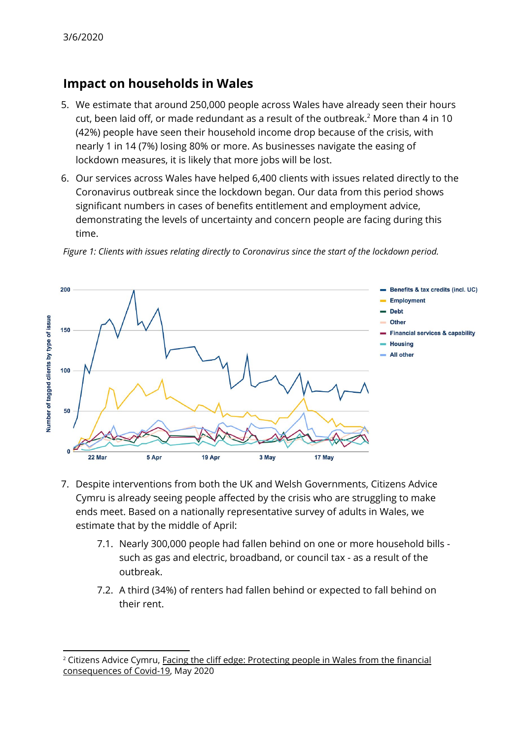## Impact on households in Wales

5. We estimate that around 250,000 people across Wales have already seen their hours cut, been laid off, or made redundant as a result of the outbreak.[2] More than 4 in 10 (42%) people have seen their household income drop because of the crisis, with nearly 1 in 14 (7%) losing 80% or more. As businesses navigate the easing of lockdown measures, it is likely that more jobs will be lost.

6. Our services across Wales have helped 6,400 clients with issues related directly to the Coronavirus outbreak since the lockdown began. Our data from this period shows significant numbers in cases of benefits entitlement and employment advice, demonstrating the levels of uncertainty and concern people are facing during this time.

*Figure 1: Clients with issues relating directly to Coronavirus since the start of the lockdown period.*

7. Despite interventions from both the UK and Welsh Governments, Citizens Advice Cymru is already seeing people affected by the crisis who are struggling to make ends meet. Based on a nationally representative survey of adults in Wales, we estimate that by the middle of April:

   7.1. Nearly 300,000 people had fallen behind on one or more household bills - such as gas and electric, broadband, or council tax - as a result of the outbreak.

   7.2. A third (34%) of renters had fallen behind or expected to fall behind on their rent.

---

[2] Citizens Advice Cymru, Facing the cliff edge: Protecting people in Wales from the financial consequences of Covid-19, May 2020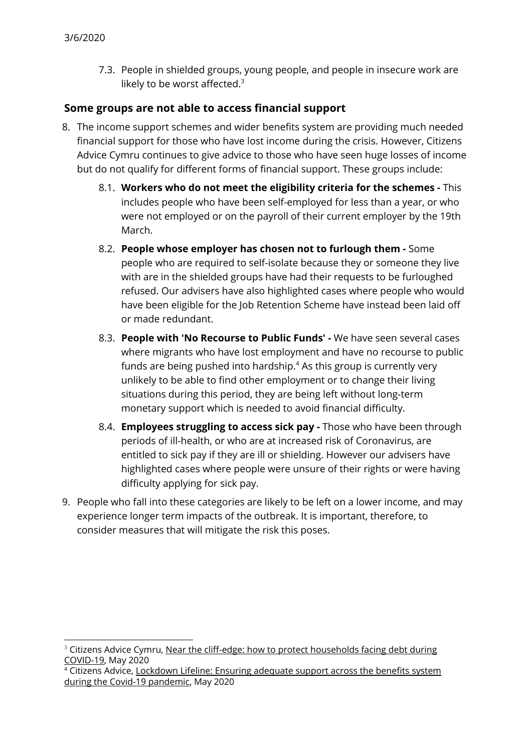7.3. People in shielded groups, young people, and people in insecure work are likely to be worst affected.[3]

### Some groups are not able to access financial support

8. The income support schemes and wider benefits system are providing much needed financial support for those who have lost income during the crisis. However, Citizens Advice Cymru continues to give advice to those who have seen huge losses of income but do not qualify for different forms of financial support. These groups include:

   8.1. **Workers who do not meet the eligibility criteria for the schemes -** This includes people who have been self-employed for less than a year, or who were not employed or on the payroll of their current employer by the 19th March.

   8.2. **People whose employer has chosen not to furlough them -** Some people who are required to self-isolate because they or someone they live with are in the shielded groups have had their requests to be furloughed refused. Our advisers have also highlighted cases where people who would have been eligible for the Job Retention Scheme have instead been laid off or made redundant.

   8.3. **People with 'No Recourse to Public Funds' -** We have seen several cases where migrants who have lost employment and have no recourse to public funds are being pushed into hardship.[4] As this group is currently very unlikely to be able to find other employment or to change their living situations during this period, they are being left without long-term monetary support which is needed to avoid financial difficulty.

   8.4. **Employees struggling to access sick pay -** Those who have been through periods of ill-health, or who are at increased risk of Coronavirus, are entitled to sick pay if they are ill or shielding. However our advisers have highlighted cases where people were unsure of their rights or were having difficulty applying for sick pay.

9. People who fall into these categories are likely to be left on a lower income, and may experience longer term impacts of the outbreak. It is important, therefore, to consider measures that will mitigate the risk this poses.

---

[3] Citizens Advice Cymru, Near the cliff-edge: how to protect households facing debt during COVID-19, May 2020

[4] Citizens Advice, Lockdown Lifeline: Ensuring adequate support across the benefits system during the Covid-19 pandemic, May 2020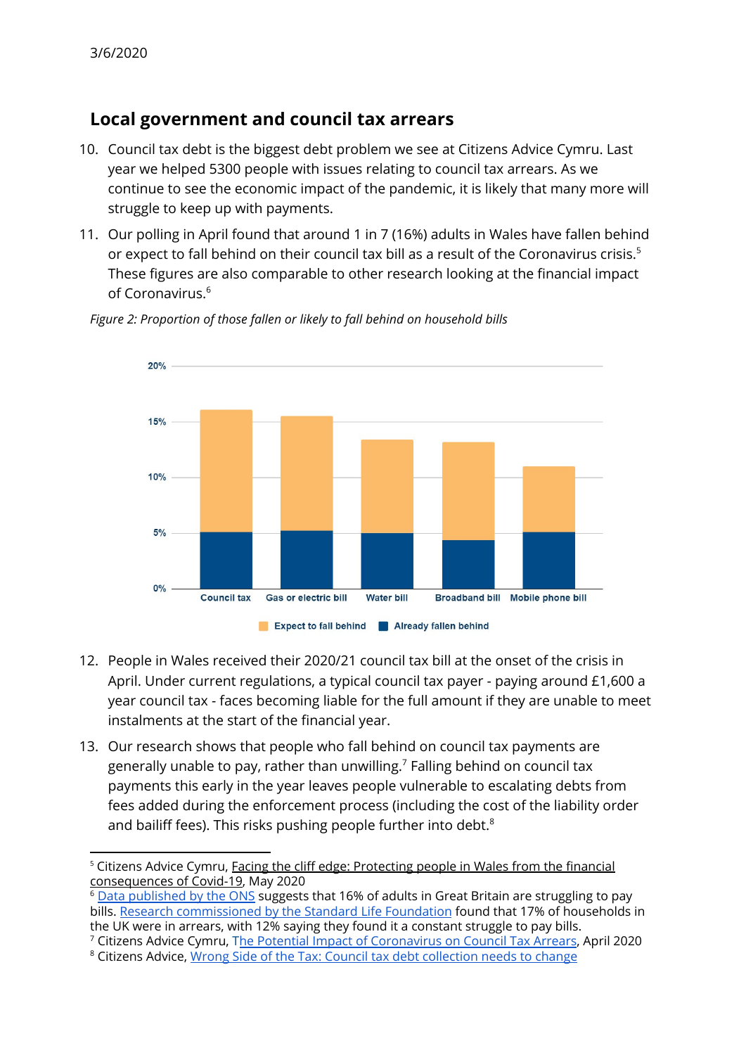## Local government and council tax arrears

10. Council tax debt is the biggest debt problem we see at Citizens Advice Cymru. Last year we helped 5300 people with issues relating to council tax arrears. As we continue to see the economic impact of the pandemic, it is likely that many more will struggle to keep up with payments.
11. Our polling in April found that around 1 in 7 (16%) adults in Wales have fallen behind or expect to fall behind on their council tax bill as a result of the Coronavirus crisis.[5] These figures are also comparable to other research looking at the financial impact of Coronavirus.[6]

*Figure 2: Proportion of those fallen or likely to fall behind on household bills*

12. People in Wales received their 2020/21 council tax bill at the onset of the crisis in April. Under current regulations, a typical council tax payer - paying around £1,600 a year council tax - faces becoming liable for the full amount if they are unable to meet instalments at the start of the financial year.
13. Our research shows that people who fall behind on council tax payments are generally unable to pay, rather than unwilling.[7] Falling behind on council tax payments this early in the year leaves people vulnerable to escalating debts from fees added during the enforcement process (including the cost of the liability order and bailiff fees). This risks pushing people further into debt.[8]

---

[5] Citizens Advice Cymru, Facing the cliff edge: Protecting people in Wales from the financial consequences of Covid-19, May 2020

[6] Data published by the ONS suggests that 16% of adults in Great Britain are struggling to pay bills. Research commissioned by the Standard Life Foundation found that 17% of households in the UK were in arrears, with 12% saying they found it a constant struggle to pay bills.

[7] Citizens Advice Cymru, The Potential Impact of Coronavirus on Council Tax Arrears, April 2020

[8] Citizens Advice, Wrong Side of the Tax: Council tax debt collection needs to change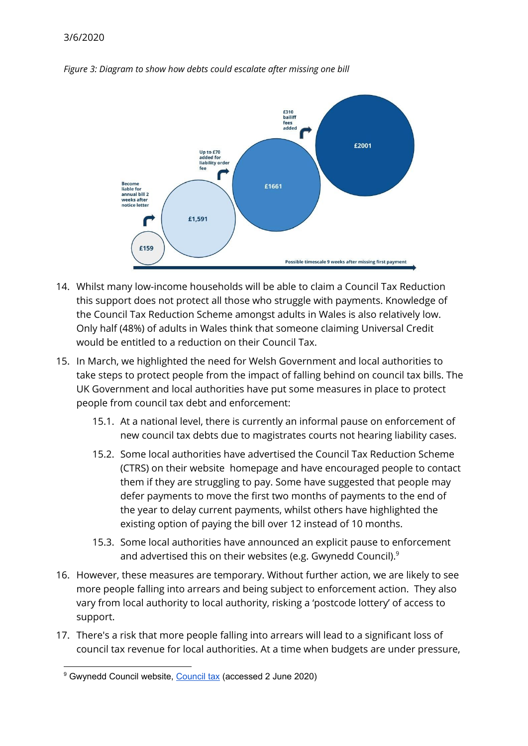*Figure 3: Diagram to show how debts could escalate after missing one bill*

£159

Become liable for annual bill 2 weeks after notice letter

£1,591

Up to £70 added for liability order fee

£1661

£310 bailiff fees added

£2001

Possible timescale 9 weeks after missing first payment

14. Whilst many low-income households will be able to claim a Council Tax Reduction this support does not protect all those who struggle with payments. Knowledge of the Council Tax Reduction Scheme amongst adults in Wales is also relatively low. Only half (48%) of adults in Wales think that someone claiming Universal Credit would be entitled to a reduction on their Council Tax.

15. In March, we highlighted the need for Welsh Government and local authorities to take steps to protect people from the impact of falling behind on council tax bills. The UK Government and local authorities have put some measures in place to protect people from council tax debt and enforcement:

    15.1. At a national level, there is currently an informal pause on enforcement of new council tax debts due to magistrates courts not hearing liability cases.

    15.2. Some local authorities have advertised the Council Tax Reduction Scheme (CTRS) on their website homepage and have encouraged people to contact them if they are struggling to pay. Some have suggested that people may defer payments to move the first two months of payments to the end of the year to delay current payments, whilst others have highlighted the existing option of paying the bill over 12 instead of 10 months.

    15.3. Some local authorities have announced an explicit pause to enforcement and advertised this on their websites (e.g. Gwynedd Council).[9]

16. However, these measures are temporary. Without further action, we are likely to see more people falling into arrears and being subject to enforcement action. They also vary from local authority to local authority, risking a 'postcode lottery' of access to support.

17. There's a risk that more people falling into arrears will lead to a significant loss of council tax revenue for local authorities. At a time when budgets are under pressure,

[9] Gwynedd Council website, Council tax (accessed 2 June 2020)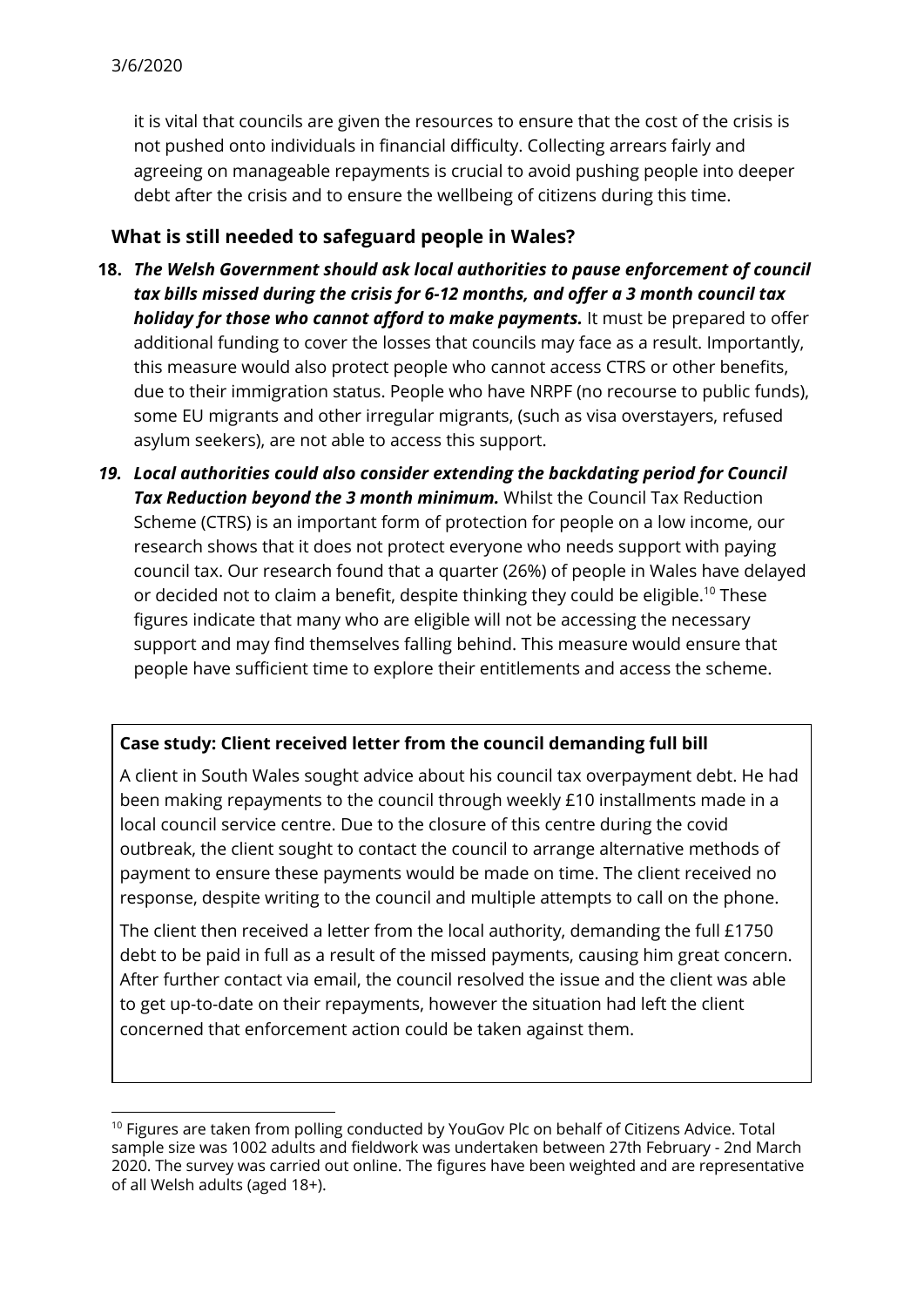it is vital that councils are given the resources to ensure that the cost of the crisis is not pushed onto individuals in financial difficulty. Collecting arrears fairly and agreeing on manageable repayments is crucial to avoid pushing people into deeper debt after the crisis and to ensure the wellbeing of citizens during this time.

## What is still needed to safeguard people in Wales?

18. ***The Welsh Government should ask local authorities to pause enforcement of council tax bills missed during the crisis for 6-12 months, and offer a 3 month council tax holiday for those who cannot afford to make payments.*** It must be prepared to offer additional funding to cover the losses that councils may face as a result. Importantly, this measure would also protect people who cannot access CTRS or other benefits, due to their immigration status. People who have NRPF (no recourse to public funds), some EU migrants and other irregular migrants, (such as visa overstayers, refused asylum seekers), are not able to access this support.

19. ***Local authorities could also consider extending the backdating period for Council Tax Reduction beyond the 3 month minimum.*** Whilst the Council Tax Reduction Scheme (CTRS) is an important form of protection for people on a low income, our research shows that it does not protect everyone who needs support with paying council tax. Our research found that a quarter (26%) of people in Wales have delayed or decided not to claim a benefit, despite thinking they could be eligible.[10] These figures indicate that many who are eligible will not be accessing the necessary support and may find themselves falling behind. This measure would ensure that people have sufficient time to explore their entitlements and access the scheme.

**Case study: Client received letter from the council demanding full bill**

A client in South Wales sought advice about his council tax overpayment debt. He had been making repayments to the council through weekly £10 installments made in a local council service centre. Due to the closure of this centre during the covid outbreak, the client sought to contact the council to arrange alternative methods of payment to ensure these payments would be made on time. The client received no response, despite writing to the council and multiple attempts to call on the phone.

The client then received a letter from the local authority, demanding the full £1750 debt to be paid in full as a result of the missed payments, causing him great concern. After further contact via email, the council resolved the issue and the client was able to get up-to-date on their repayments, however the situation had left the client concerned that enforcement action could be taken against them.

[10] Figures are taken from polling conducted by YouGov Plc on behalf of Citizens Advice. Total sample size was 1002 adults and fieldwork was undertaken between 27th February - 2nd March 2020. The survey was carried out online. The figures have been weighted and are representative of all Welsh adults (aged 18+).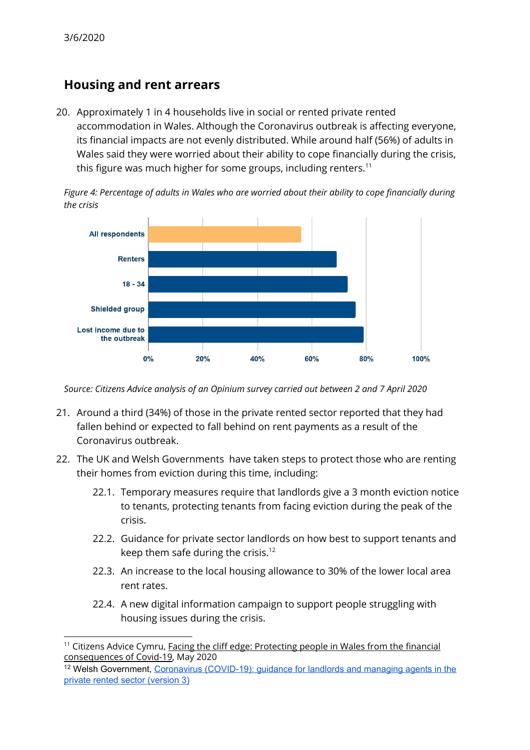## Housing and rent arrears

20. Approximately 1 in 4 households live in social or rented private rented accommodation in Wales. Although the Coronavirus outbreak is affecting everyone, its financial impacts are not evenly distributed. While around half (56%) of adults in Wales said they were worried about their ability to cope financially during the crisis, this figure was much higher for some groups, including renters.[11]

*Figure 4: Percentage of adults in Wales who are worried about their ability to cope financially during the crisis*

*Source: Citizens Advice analysis of an Opinium survey carried out between 2 and 7 April 2020*

21. Around a third (34%) of those in the private rented sector reported that they had fallen behind or expected to fall behind on rent payments as a result of the Coronavirus outbreak.

22. The UK and Welsh Governments have taken steps to protect those who are renting their homes from eviction during this time, including:

    22.1. Temporary measures require that landlords give a 3 month eviction notice to tenants, protecting tenants from facing eviction during the peak of the crisis.

    22.2. Guidance for private sector landlords on how best to support tenants and keep them safe during the crisis.[12]

    22.3. An increase to the local housing allowance to 30% of the lower local area rent rates.

    22.4. A new digital information campaign to support people struggling with housing issues during the crisis.

---

[11] Citizens Advice Cymru, Facing the cliff edge: Protecting people in Wales from the financial consequences of Covid-19, May 2020

[12] Welsh Government, Coronavirus (COVID-19): guidance for landlords and managing agents in the private rented sector (version 3)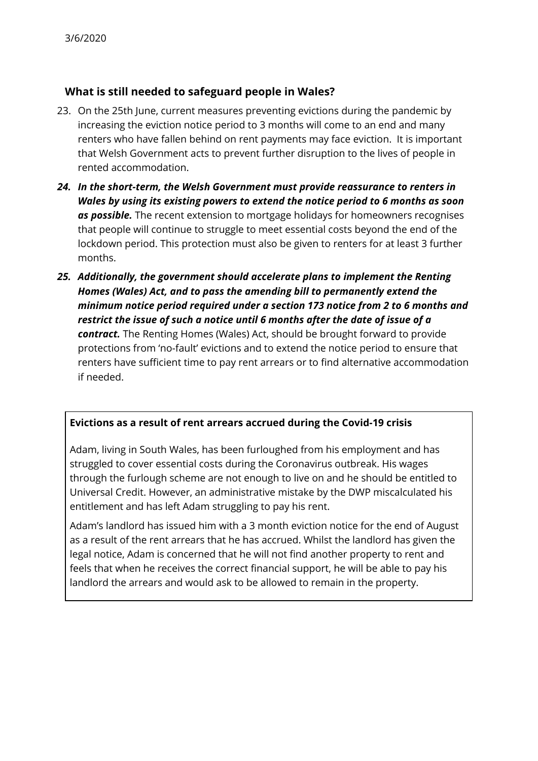### What is still needed to safeguard people in Wales?

23. On the 25th June, current measures preventing evictions during the pandemic by increasing the eviction notice period to 3 months will come to an end and many renters who have fallen behind on rent payments may face eviction. It is important that Welsh Government acts to prevent further disruption to the lives of people in rented accommodation.

24. ***In the short-term, the Welsh Government must provide reassurance to renters in Wales by using its existing powers to extend the notice period to 6 months as soon as possible.*** The recent extension to mortgage holidays for homeowners recognises that people will continue to struggle to meet essential costs beyond the end of the lockdown period. This protection must also be given to renters for at least 3 further months.

25. ***Additionally, the government should accelerate plans to implement the Renting Homes (Wales) Act, and to pass the amending bill to permanently extend the minimum notice period required under a section 173 notice from 2 to 6 months and restrict the issue of such a notice until 6 months after the date of issue of a contract.*** The Renting Homes (Wales) Act, should be brought forward to provide protections from 'no-fault' evictions and to extend the notice period to ensure that renters have sufficient time to pay rent arrears or to find alternative accommodation if needed.

**Evictions as a result of rent arrears accrued during the Covid-19 crisis**

Adam, living in South Wales, has been furloughed from his employment and has struggled to cover essential costs during the Coronavirus outbreak. His wages through the furlough scheme are not enough to live on and he should be entitled to Universal Credit. However, an administrative mistake by the DWP miscalculated his entitlement and has left Adam struggling to pay his rent.

Adam's landlord has issued him with a 3 month eviction notice for the end of August as a result of the rent arrears that he has accrued. Whilst the landlord has given the legal notice, Adam is concerned that he will not find another property to rent and feels that when he receives the correct financial support, he will be able to pay his landlord the arrears and would ask to be allowed to remain in the property.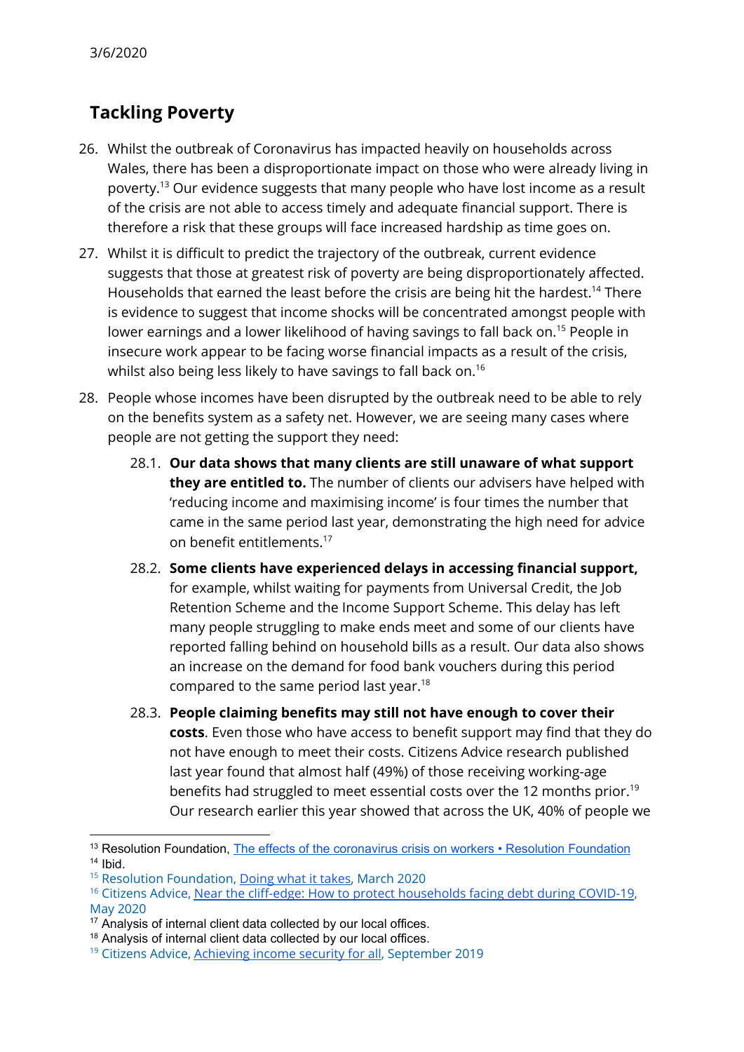## Tackling Poverty

26. Whilst the outbreak of Coronavirus has impacted heavily on households across Wales, there has been a disproportionate impact on those who were already living in poverty.[13] Our evidence suggests that many people who have lost income as a result of the crisis are not able to access timely and adequate financial support. There is therefore a risk that these groups will face increased hardship as time goes on.

27. Whilst it is difficult to predict the trajectory of the outbreak, current evidence suggests that those at greatest risk of poverty are being disproportionately affected. Households that earned the least before the crisis are being hit the hardest.[14] There is evidence to suggest that income shocks will be concentrated amongst people with lower earnings and a lower likelihood of having savings to fall back on.[15] People in insecure work appear to be facing worse financial impacts as a result of the crisis, whilst also being less likely to have savings to fall back on.[16]

28. People whose incomes have been disrupted by the outbreak need to be able to rely on the benefits system as a safety net. However, we are seeing many cases where people are not getting the support they need:

    28.1. **Our data shows that many clients are still unaware of what support they are entitled to.** The number of clients our advisers have helped with 'reducing income and maximising income' is four times the number that came in the same period last year, demonstrating the high need for advice on benefit entitlements.[17]

    28.2. **Some clients have experienced delays in accessing financial support,** for example, whilst waiting for payments from Universal Credit, the Job Retention Scheme and the Income Support Scheme. This delay has left many people struggling to make ends meet and some of our clients have reported falling behind on household bills as a result. Our data also shows an increase on the demand for food bank vouchers during this period compared to the same period last year.[18]

    28.3. **People claiming benefits may still not have enough to cover their costs**. Even those who have access to benefit support may find that they do not have enough to meet their costs. Citizens Advice research published last year found that almost half (49%) of those receiving working-age benefits had struggled to meet essential costs over the 12 months prior.[19] Our research earlier this year showed that across the UK, 40% of people we

---

[13] Resolution Foundation, The effects of the coronavirus crisis on workers • Resolution Foundation

[14] Ibid.

[15] Resolution Foundation, Doing what it takes, March 2020

[16] Citizens Advice, Near the cliff-edge: How to protect households facing debt during COVID-19, May 2020

[17] Analysis of internal client data collected by our local offices.

[18] Analysis of internal client data collected by our local offices.

[19] Citizens Advice, Achieving income security for all, September 2019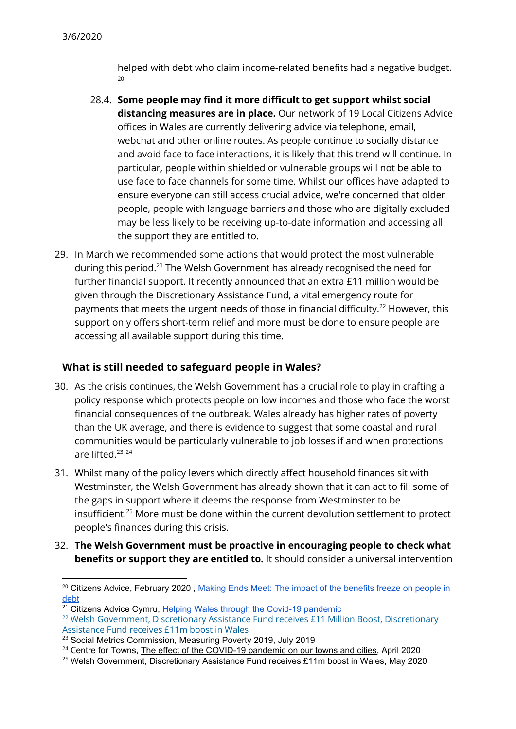helped with debt who claim income-related benefits had a negative budget.[20]

28.4. **Some people may find it more difficult to get support whilst social distancing measures are in place.** Our network of 19 Local Citizens Advice offices in Wales are currently delivering advice via telephone, email, webchat and other online routes. As people continue to socially distance and avoid face to face interactions, it is likely that this trend will continue. In particular, people within shielded or vulnerable groups will not be able to use face to face channels for some time. Whilst our offices have adapted to ensure everyone can still access crucial advice, we're concerned that older people, people with language barriers and those who are digitally excluded may be less likely to be receiving up-to-date information and accessing all the support they are entitled to.

29. In March we recommended some actions that would protect the most vulnerable during this period.[21] The Welsh Government has already recognised the need for further financial support. It recently announced that an extra £11 million would be given through the Discretionary Assistance Fund, a vital emergency route for payments that meets the urgent needs of those in financial difficulty.[22] However, this support only offers short-term relief and more must be done to ensure people are accessing all available support during this time.

## What is still needed to safeguard people in Wales?

30. As the crisis continues, the Welsh Government has a crucial role to play in crafting a policy response which protects people on low incomes and those who face the worst financial consequences of the outbreak. Wales already has higher rates of poverty than the UK average, and there is evidence to suggest that some coastal and rural communities would be particularly vulnerable to job losses if and when protections are lifted.[23] [24]

31. Whilst many of the policy levers which directly affect household finances sit with Westminster, the Welsh Government has already shown that it can act to fill some of the gaps in support where it deems the response from Westminster to be insufficient.[25] More must be done within the current devolution settlement to protect people's finances during this crisis.

32. **The Welsh Government must be proactive in encouraging people to check what benefits or support they are entitled to.** It should consider a universal intervention

---

[20] Citizens Advice, February 2020 , Making Ends Meet: The impact of the benefits freeze on people in debt

[21] Citizens Advice Cymru, Helping Wales through the Covid-19 pandemic

[22] Welsh Government, Discretionary Assistance Fund receives £11 Million Boost, Discretionary Assistance Fund receives £11m boost in Wales

[23] Social Metrics Commission, Measuring Poverty 2019, July 2019

[24] Centre for Towns, The effect of the COVID-19 pandemic on our towns and cities, April 2020

[25] Welsh Government, Discretionary Assistance Fund receives £11m boost in Wales, May 2020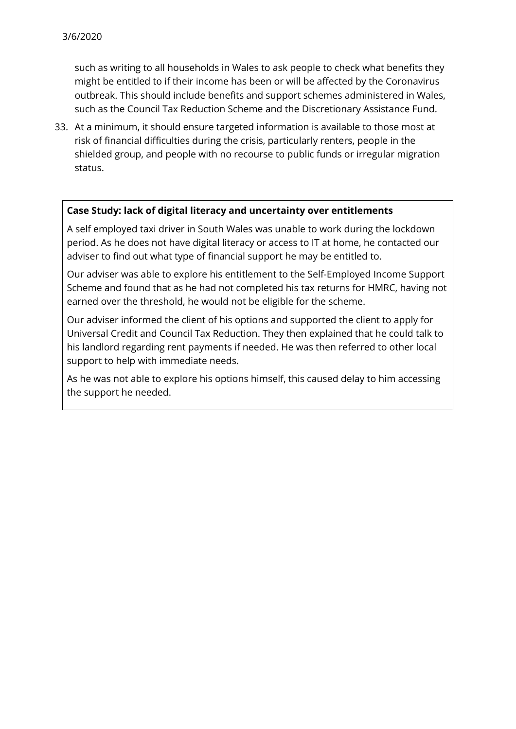such as writing to all households in Wales to ask people to check what benefits they might be entitled to if their income has been or will be affected by the Coronavirus outbreak. This should include benefits and support schemes administered in Wales, such as the Council Tax Reduction Scheme and the Discretionary Assistance Fund.

33. At a minimum, it should ensure targeted information is available to those most at risk of financial difficulties during the crisis, particularly renters, people in the shielded group, and people with no recourse to public funds or irregular migration status.

**Case Study: lack of digital literacy and uncertainty over entitlements**

A self employed taxi driver in South Wales was unable to work during the lockdown period. As he does not have digital literacy or access to IT at home, he contacted our adviser to find out what type of financial support he may be entitled to.

Our adviser was able to explore his entitlement to the Self-Employed Income Support Scheme and found that as he had not completed his tax returns for HMRC, having not earned over the threshold, he would not be eligible for the scheme.

Our adviser informed the client of his options and supported the client to apply for Universal Credit and Council Tax Reduction. They then explained that he could talk to his landlord regarding rent payments if needed. He was then referred to other local support to help with immediate needs.

As he was not able to explore his options himself, this caused delay to him accessing the support he needed.